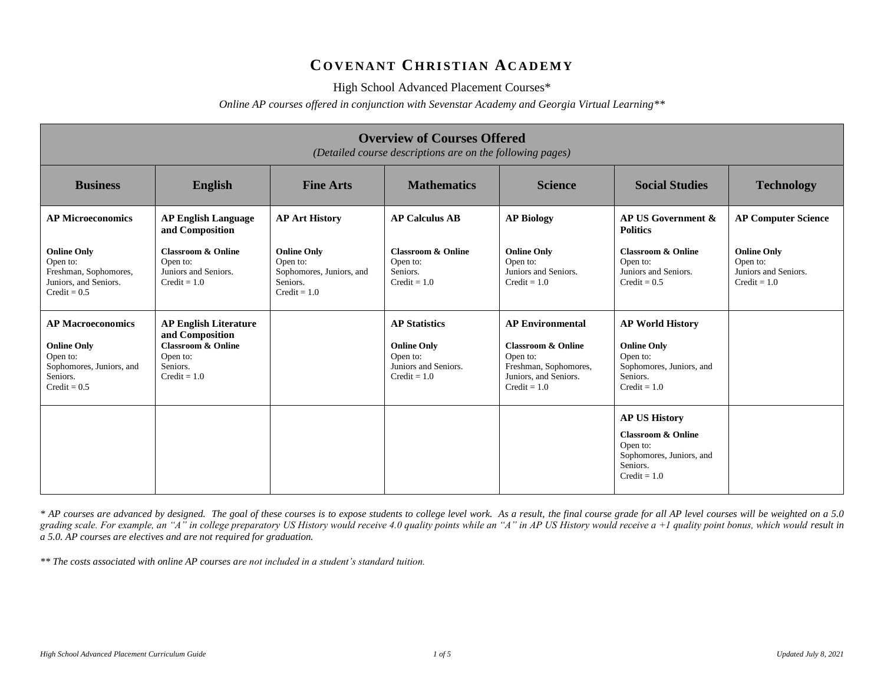# Covenant Christian Academy

High School Advanced Placement Courses*

*Online AP courses offered in conjunction with Sevenstar Academy and Georgia Virtual Learning***

**Overview of Courses Offered**
*(Detailed course descriptions are on the following pages)*

| Business | English | Fine Arts | Mathematics | Science | Social Studies | Technology |
|---|---|---|---|---|---|---|
| **AP Microeconomics**<br><br>**Online Only**<br>Open to:<br>Freshman, Sophomores, Juniors, and Seniors.<br>Credit = 0.5 | **AP English Language and Composition**<br><br>**Classroom & Online**<br>Open to:<br>Juniors and Seniors.<br>Credit = 1.0 | **AP Art History**<br><br>**Online Only**<br>Open to:<br>Sophomores, Juniors, and Seniors.<br>Credit = 1.0 | **AP Calculus AB**<br><br>**Classroom & Online**<br>Open to:<br>Seniors.<br>Credit = 1.0 | **AP Biology**<br><br>**Online Only**<br>Open to:<br>Juniors and Seniors.<br>Credit = 1.0 | **AP US Government & Politics**<br><br>**Classroom & Online**<br>Open to:<br>Juniors and Seniors.<br>Credit = 0.5 | **AP Computer Science**<br><br>**Online Only**<br>Open to:<br>Juniors and Seniors.<br>Credit = 1.0 |
| **AP Macroeconomics**<br><br>**Online Only**<br>Open to:<br>Sophomores, Juniors, and Seniors.<br>Credit = 0.5 | **AP English Literature and Composition**<br>**Classroom & Online**<br>Open to:<br>Seniors.<br>Credit = 1.0 | | **AP Statistics**<br><br>**Online Only**<br>Open to:<br>Juniors and Seniors.<br>Credit = 1.0 | **AP Environmental**<br><br>**Classroom & Online**<br>Open to:<br>Freshman, Sophomores, Juniors, and Seniors.<br>Credit = 1.0 | **AP World History**<br><br>**Online Only**<br>Open to:<br>Sophomores, Juniors, and Seniors.<br>Credit = 1.0 | |
| | | | | | **AP US History**<br><br>**Classroom & Online**<br>Open to:<br>Sophomores, Juniors, and Seniors.<br>Credit = 1.0 | |

*\* AP courses are advanced by designed. The goal of these courses is to expose students to college level work. As a result, the final course grade for all AP level courses will be weighted on a 5.0 grading scale. For example, an "A" in college preparatory US History would receive 4.0 quality points while an "A" in AP US History would receive a +1 quality point bonus, which would result in a 5.0. AP courses are electives and are not required for graduation.*

*\*\* The costs associated with online AP courses are not included in a student's standard tuition.*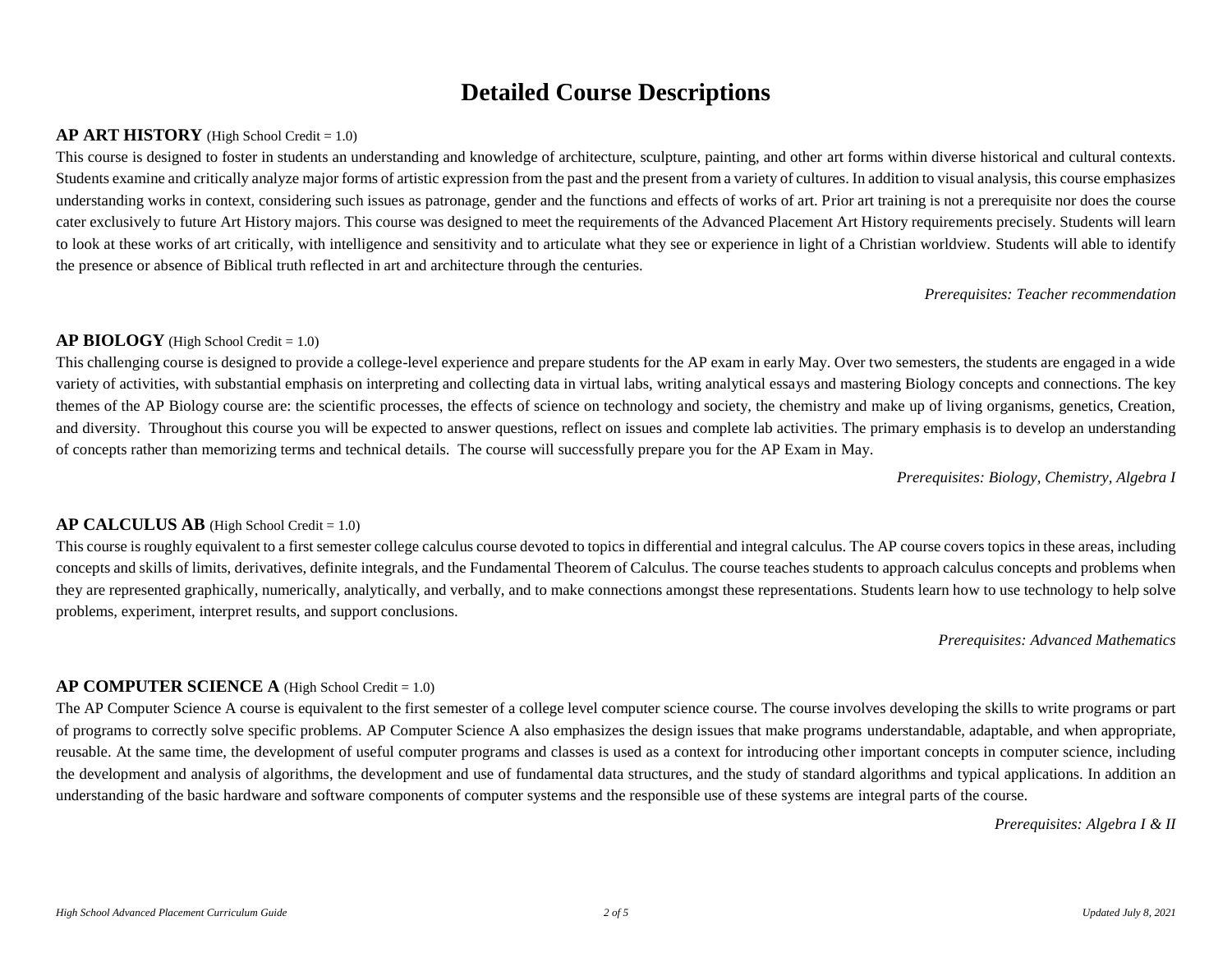# Detailed Course Descriptions

**AP ART HISTORY** (High School Credit = 1.0)

This course is designed to foster in students an understanding and knowledge of architecture, sculpture, painting, and other art forms within diverse historical and cultural contexts. Students examine and critically analyze major forms of artistic expression from the past and the present from a variety of cultures. In addition to visual analysis, this course emphasizes understanding works in context, considering such issues as patronage, gender and the functions and effects of works of art. Prior art training is not a prerequisite nor does the course cater exclusively to future Art History majors. This course was designed to meet the requirements of the Advanced Placement Art History requirements precisely. Students will learn to look at these works of art critically, with intelligence and sensitivity and to articulate what they see or experience in light of a Christian worldview. Students will able to identify the presence or absence of Biblical truth reflected in art and architecture through the centuries.

*Prerequisites: Teacher recommendation*

**AP BIOLOGY** (High School Credit = 1.0)

This challenging course is designed to provide a college-level experience and prepare students for the AP exam in early May. Over two semesters, the students are engaged in a wide variety of activities, with substantial emphasis on interpreting and collecting data in virtual labs, writing analytical essays and mastering Biology concepts and connections. The key themes of the AP Biology course are: the scientific processes, the effects of science on technology and society, the chemistry and make up of living organisms, genetics, Creation, and diversity. Throughout this course you will be expected to answer questions, reflect on issues and complete lab activities. The primary emphasis is to develop an understanding of concepts rather than memorizing terms and technical details. The course will successfully prepare you for the AP Exam in May.

*Prerequisites: Biology, Chemistry, Algebra I*

**AP CALCULUS AB** (High School Credit = 1.0)

This course is roughly equivalent to a first semester college calculus course devoted to topics in differential and integral calculus. The AP course covers topics in these areas, including concepts and skills of limits, derivatives, definite integrals, and the Fundamental Theorem of Calculus. The course teaches students to approach calculus concepts and problems when they are represented graphically, numerically, analytically, and verbally, and to make connections amongst these representations. Students learn how to use technology to help solve problems, experiment, interpret results, and support conclusions.

*Prerequisites: Advanced Mathematics*

**AP COMPUTER SCIENCE A** (High School Credit = 1.0)

The AP Computer Science A course is equivalent to the first semester of a college level computer science course. The course involves developing the skills to write programs or part of programs to correctly solve specific problems. AP Computer Science A also emphasizes the design issues that make programs understandable, adaptable, and when appropriate, reusable. At the same time, the development of useful computer programs and classes is used as a context for introducing other important concepts in computer science, including the development and analysis of algorithms, the development and use of fundamental data structures, and the study of standard algorithms and typical applications. In addition an understanding of the basic hardware and software components of computer systems and the responsible use of these systems are integral parts of the course.

*Prerequisites: Algebra I & II*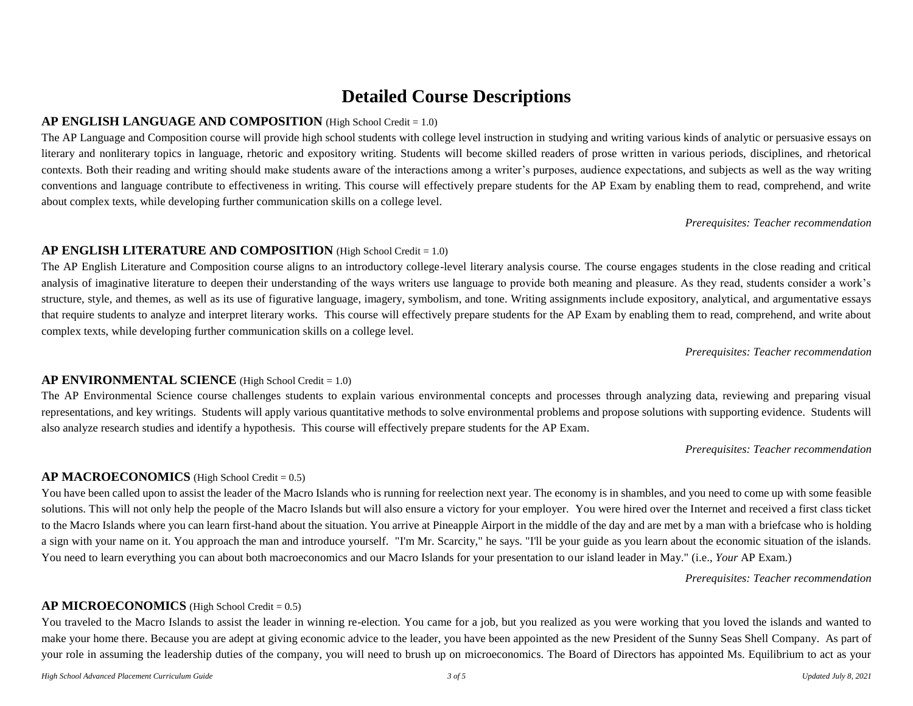# Detailed Course Descriptions

**AP ENGLISH LANGUAGE AND COMPOSITION** (High School Credit = 1.0)

The AP Language and Composition course will provide high school students with college level instruction in studying and writing various kinds of analytic or persuasive essays on literary and nonliterary topics in language, rhetoric and expository writing. Students will become skilled readers of prose written in various periods, disciplines, and rhetorical contexts. Both their reading and writing should make students aware of the interactions among a writer's purposes, audience expectations, and subjects as well as the way writing conventions and language contribute to effectiveness in writing. This course will effectively prepare students for the AP Exam by enabling them to read, comprehend, and write about complex texts, while developing further communication skills on a college level.

*Prerequisites: Teacher recommendation*

**AP ENGLISH LITERATURE AND COMPOSITION** (High School Credit = 1.0)

The AP English Literature and Composition course aligns to an introductory college-level literary analysis course. The course engages students in the close reading and critical analysis of imaginative literature to deepen their understanding of the ways writers use language to provide both meaning and pleasure. As they read, students consider a work's structure, style, and themes, as well as its use of figurative language, imagery, symbolism, and tone. Writing assignments include expository, analytical, and argumentative essays that require students to analyze and interpret literary works. This course will effectively prepare students for the AP Exam by enabling them to read, comprehend, and write about complex texts, while developing further communication skills on a college level.

*Prerequisites: Teacher recommendation*

**AP ENVIRONMENTAL SCIENCE** (High School Credit = 1.0)

The AP Environmental Science course challenges students to explain various environmental concepts and processes through analyzing data, reviewing and preparing visual representations, and key writings. Students will apply various quantitative methods to solve environmental problems and propose solutions with supporting evidence. Students will also analyze research studies and identify a hypothesis. This course will effectively prepare students for the AP Exam.

*Prerequisites: Teacher recommendation*

**AP MACROECONOMICS** (High School Credit = 0.5)

You have been called upon to assist the leader of the Macro Islands who is running for reelection next year. The economy is in shambles, and you need to come up with some feasible solutions. This will not only help the people of the Macro Islands but will also ensure a victory for your employer. You were hired over the Internet and received a first class ticket to the Macro Islands where you can learn first-hand about the situation. You arrive at Pineapple Airport in the middle of the day and are met by a man with a briefcase who is holding a sign with your name on it. You approach the man and introduce yourself. "I'm Mr. Scarcity," he says. "I'll be your guide as you learn about the economic situation of the islands. You need to learn everything you can about both macroeconomics and our Macro Islands for your presentation to our island leader in May." (i.e., *Your* AP Exam.)

*Prerequisites: Teacher recommendation*

**AP MICROECONOMICS** (High School Credit = 0.5)

You traveled to the Macro Islands to assist the leader in winning re-election. You came for a job, but you realized as you were working that you loved the islands and wanted to make your home there. Because you are adept at giving economic advice to the leader, you have been appointed as the new President of the Sunny Seas Shell Company. As part of your role in assuming the leadership duties of the company, you will need to brush up on microeconomics. The Board of Directors has appointed Ms. Equilibrium to act as your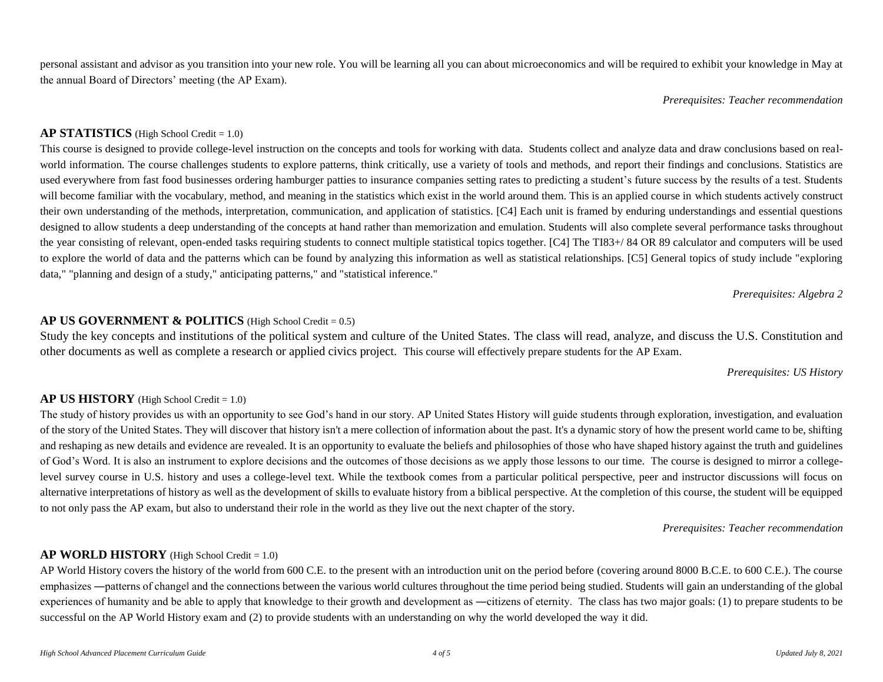personal assistant and advisor as you transition into your new role. You will be learning all you can about microeconomics and will be required to exhibit your knowledge in May at the annual Board of Directors' meeting (the AP Exam).

*Prerequisites: Teacher recommendation*

## AP STATISTICS (High School Credit = 1.0)

This course is designed to provide college-level instruction on the concepts and tools for working with data. Students collect and analyze data and draw conclusions based on real-world information. The course challenges students to explore patterns, think critically, use a variety of tools and methods, and report their findings and conclusions. Statistics are used everywhere from fast food businesses ordering hamburger patties to insurance companies setting rates to predicting a student's future success by the results of a test. Students will become familiar with the vocabulary, method, and meaning in the statistics which exist in the world around them. This is an applied course in which students actively construct their own understanding of the methods, interpretation, communication, and application of statistics. [C4] Each unit is framed by enduring understandings and essential questions designed to allow students a deep understanding of the concepts at hand rather than memorization and emulation. Students will also complete several performance tasks throughout the year consisting of relevant, open-ended tasks requiring students to connect multiple statistical topics together. [C4] The TI83+/ 84 OR 89 calculator and computers will be used to explore the world of data and the patterns which can be found by analyzing this information as well as statistical relationships. [C5] General topics of study include "exploring data," "planning and design of a study," anticipating patterns," and "statistical inference."

*Prerequisites: Algebra 2*

## AP US GOVERNMENT & POLITICS (High School Credit = 0.5)

Study the key concepts and institutions of the political system and culture of the United States. The class will read, analyze, and discuss the U.S. Constitution and other documents as well as complete a research or applied civics project. This course will effectively prepare students for the AP Exam.

*Prerequisites: US History*

## AP US HISTORY (High School Credit = 1.0)

The study of history provides us with an opportunity to see God's hand in our story. AP United States History will guide students through exploration, investigation, and evaluation of the story of the United States. They will discover that history isn't a mere collection of information about the past. It's a dynamic story of how the present world came to be, shifting and reshaping as new details and evidence are revealed. It is an opportunity to evaluate the beliefs and philosophies of those who have shaped history against the truth and guidelines of God's Word. It is also an instrument to explore decisions and the outcomes of those decisions as we apply those lessons to our time. The course is designed to mirror a college-level survey course in U.S. history and uses a college-level text. While the textbook comes from a particular political perspective, peer and instructor discussions will focus on alternative interpretations of history as well as the development of skills to evaluate history from a biblical perspective. At the completion of this course, the student will be equipped to not only pass the AP exam, but also to understand their role in the world as they live out the next chapter of the story.

*Prerequisites: Teacher recommendation*

## AP WORLD HISTORY (High School Credit = 1.0)

AP World History covers the history of the world from 600 C.E. to the present with an introduction unit on the period before (covering around 8000 B.C.E. to 600 C.E.). The course emphasizes ―patterns of change‖ and the connections between the various world cultures throughout the time period being studied. Students will gain an understanding of the global experiences of humanity and be able to apply that knowledge to their growth and development as ―citizens of eternity. The class has two major goals: (1) to prepare students to be successful on the AP World History exam and (2) to provide students with an understanding on why the world developed the way it did.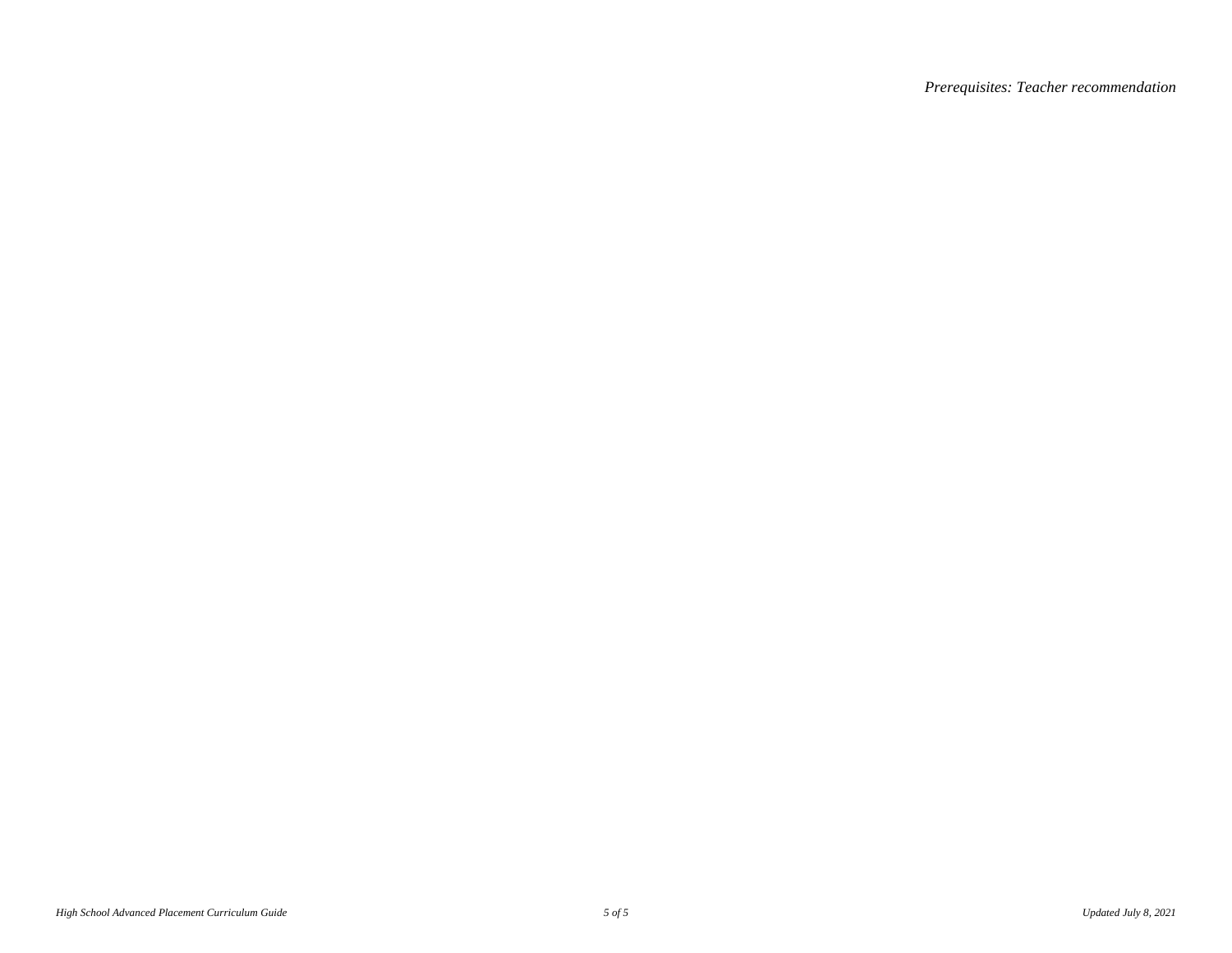*Prerequisites: Teacher recommendation*